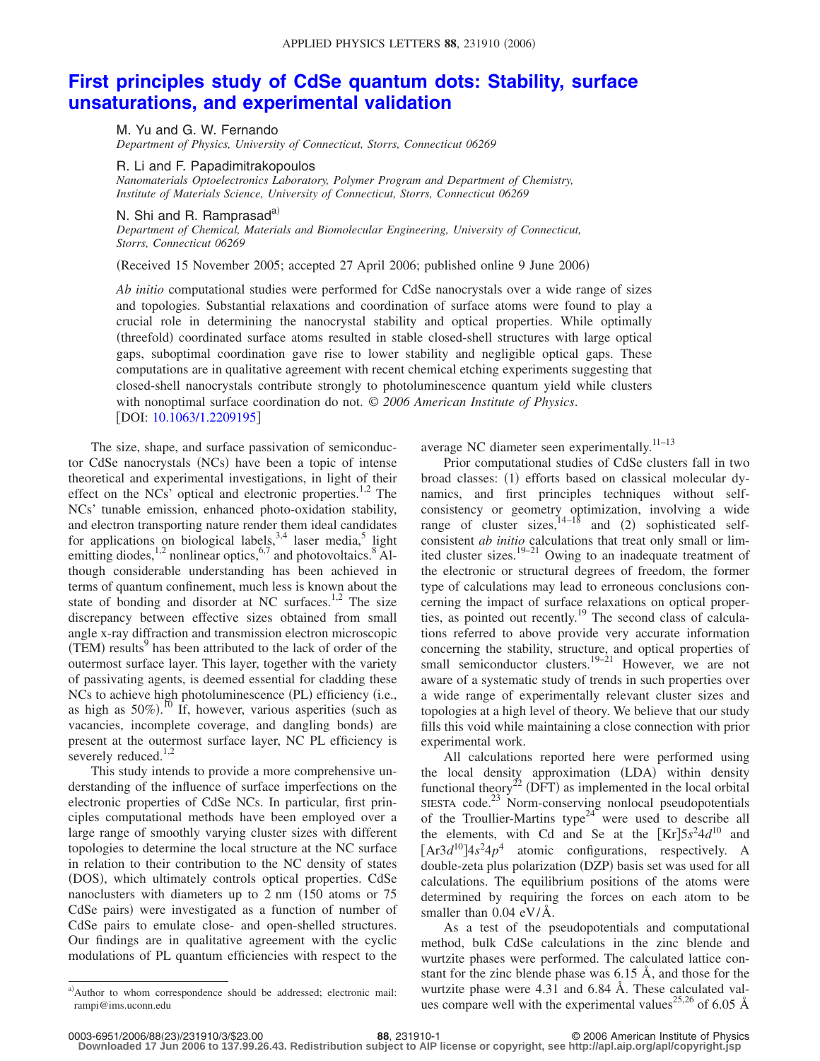# First principles study of CdSe quantum dots: Stability, surface unsaturations, and experimental validation

M. Yu and G. W. Fernando
*Department of Physics, University of Connecticut, Storrs, Connecticut 06269*

R. Li and F. Papadimitrakopoulos
*Nanomaterials Optoelectronics Laboratory, Polymer Program and Department of Chemistry, Institute of Materials Science, University of Connecticut, Storrs, Connecticut 06269*

N. Shi and R. Ramprasad[a)]
*Department of Chemical, Materials and Biomolecular Engineering, University of Connecticut, Storrs, Connecticut 06269*

(Received 15 November 2005; accepted 27 April 2006; published online 9 June 2006)

*Ab initio* computational studies were performed for CdSe nanocrystals over a wide range of sizes and topologies. Substantial relaxations and coordination of surface atoms were found to play a crucial role in determining the nanocrystal stability and optical properties. While optimally (threefold) coordinated surface atoms resulted in stable closed-shell structures with large optical gaps, suboptimal coordination gave rise to lower stability and negligible optical gaps. These computations are in qualitative agreement with recent chemical etching experiments suggesting that closed-shell nanocrystals contribute strongly to photoluminescence quantum yield while clusters with nonoptimal surface coordination do not. © *2006 American Institute of Physics*. [DOI: 10.1063/1.2209195]

The size, shape, and surface passivation of semiconductor CdSe nanocrystals (NCs) have been a topic of intense theoretical and experimental investigations, in light of their effect on the NCs' optical and electronic properties.[1,2] The NCs' tunable emission, enhanced photo-oxidation stability, and electron transporting nature render them ideal candidates for applications on biological labels,[3,4] laser media,[5] light emitting diodes,[1,2] nonlinear optics,[6,7] and photovoltaics.[8] Although considerable understanding has been achieved in terms of quantum confinement, much less is known about the state of bonding and disorder at NC surfaces.[1,2] The size discrepancy between effective sizes obtained from small angle x-ray diffraction and transmission electron microscopic (TEM) results[9] has been attributed to the lack of order of the outermost surface layer. This layer, together with the variety of passivating agents, is deemed essential for cladding these NCs to achieve high photoluminescence (PL) efficiency (i.e., as high as 50%).[10] If, however, various asperities (such as vacancies, incomplete coverage, and dangling bonds) are present at the outermost surface layer, NC PL efficiency is severely reduced.[1,2]

This study intends to provide a more comprehensive understanding of the influence of surface imperfections on the electronic properties of CdSe NCs. In particular, first principles computational methods have been employed over a large range of smoothly varying cluster sizes with different topologies to determine the local structure at the NC surface in relation to their contribution to the NC density of states (DOS), which ultimately controls optical properties. CdSe nanoclusters with diameters up to 2 nm (150 atoms or 75 CdSe pairs) were investigated as a function of number of CdSe pairs to emulate close- and open-shelled structures. Our findings are in qualitative agreement with the cyclic modulations of PL quantum efficiencies with respect to the average NC diameter seen experimentally.[11–13]

Prior computational studies of CdSe clusters fall in two broad classes: (1) efforts based on classical molecular dynamics, and first principles techniques without self-consistency or geometry optimization, involving a wide range of cluster sizes,[14–18] and (2) sophisticated self-consistent *ab initio* calculations that treat only small or limited cluster sizes.[19–21] Owing to an inadequate treatment of the electronic or structural degrees of freedom, the former type of calculations may lead to erroneous conclusions concerning the impact of surface relaxations on optical properties, as pointed out recently.[19] The second class of calculations referred to above provide very accurate information concerning the stability, structure, and optical properties of small semiconductor clusters.[19–21] However, we are not aware of a systematic study of trends in such properties over a wide range of experimentally relevant cluster sizes and topologies at a high level of theory. We believe that our study fills this void while maintaining a close connection with prior experimental work.

All calculations reported here were performed using the local density approximation (LDA) within density functional theory[22] (DFT) as implemented in the local orbital SIESTA code.[23] Norm-conserving nonlocal pseudopotentials of the Troullier-Martins type[24] were used to describe all the elements, with Cd and Se at the $[\mathrm{Kr}]5s^2 4d^{10}$ and $[\mathrm{Ar}3d^{10}]4s^2 4p^4$ atomic configurations, respectively. A double-zeta plus polarization (DZP) basis set was used for all calculations. The equilibrium positions of the atoms were determined by requiring the forces on each atom to be smaller than 0.04 eV/Å.

As a test of the pseudopotentials and computational method, bulk CdSe calculations in the zinc blende and wurtzite phases were performed. The calculated lattice constant for the zinc blende phase was 6.15 Å, and those for the wurtzite phase were 4.31 and 6.84 Å. These calculated values compare well with the experimental values[25,26] of 6.05 Å

[a)]Author to whom correspondence should be addressed; electronic mail: rampi@ims.uconn.edu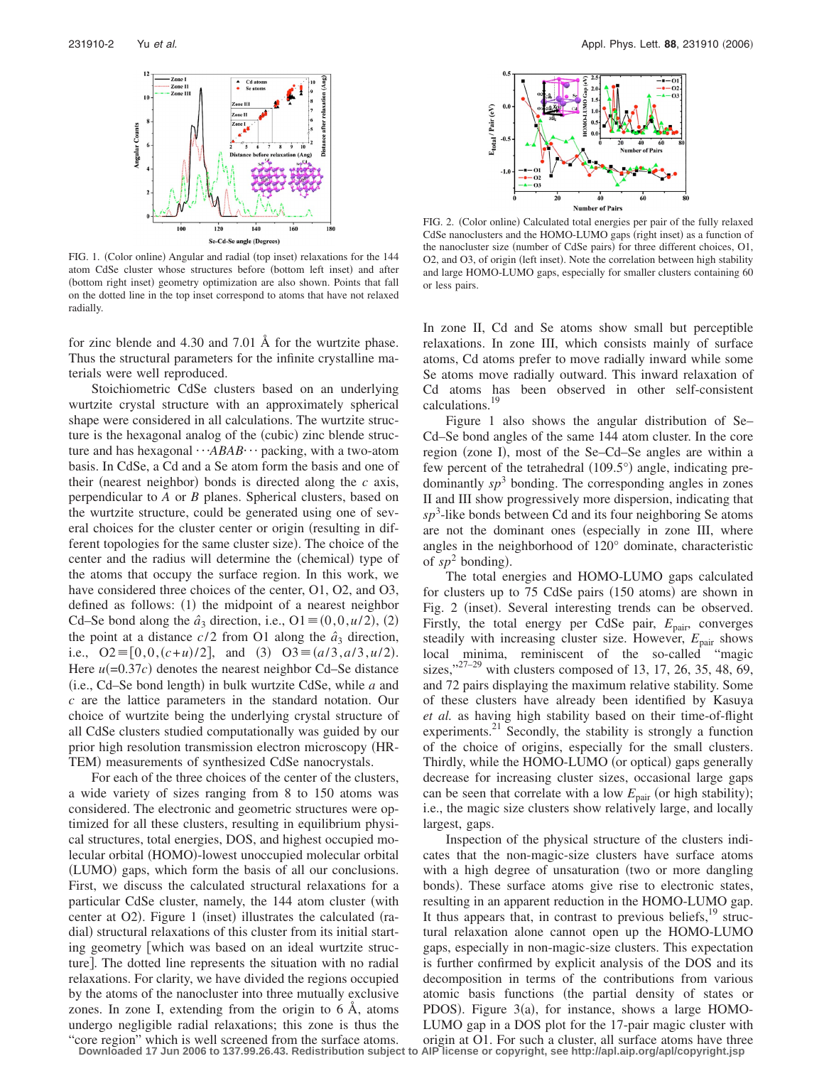FIG. 1. (Color online) Angular and radial (top inset) relaxations for the 144 atom CdSe cluster whose structures before (bottom left inset) and after (bottom right inset) geometry optimization are also shown. Points that fall on the dotted line in the top inset correspond to atoms that have not relaxed radially.

FIG. 2. (Color online) Calculated total energies per pair of the fully relaxed CdSe nanoclusters and the HOMO-LUMO gaps (right inset) as a function of the nanocluster size (number of CdSe pairs) for three different choices, O1, O2, and O3, of origin (left inset). Note the correlation between high stability and large HOMO-LUMO gaps, especially for smaller clusters containing 60 or less pairs.

for zinc blende and 4.30 and 7.01 Å for the wurtzite phase. Thus the structural parameters for the infinite crystalline materials were well reproduced.

Stoichiometric CdSe clusters based on an underlying wurtzite crystal structure with an approximately spherical shape were considered in all calculations. The wurtzite structure is the hexagonal analog of the (cubic) zinc blende structure and has hexagonal $\cdots ABAB \cdots$ packing, with a two-atom basis. In CdSe, a Cd and a Se atom form the basis and one of their (nearest neighbor) bonds is directed along the $c$ axis, perpendicular to $A$ or $B$ planes. Spherical clusters, based on the wurtzite structure, could be generated using one of several choices for the cluster center or origin (resulting in different topologies for the same cluster size). The choice of the center and the radius will determine the (chemical) type of the atoms that occupy the surface region. In this work, we have considered three choices of the center, O1, O2, and O3, defined as follows: (1) the midpoint of a nearest neighbor Cd–Se bond along the $\hat{a}_3$ direction, i.e., $\text{O1} \equiv (0,0,u/2)$, (2) the point at a distance $c/2$ from O1 along the $\hat{a}_3$ direction, i.e., $\text{O2} \equiv [0,0,(c+u)/2]$, and (3) $\text{O3} \equiv (a/3, a/3, u/2)$. Here $u(=0.37c)$ denotes the nearest neighbor Cd–Se distance (i.e., Cd–Se bond length) in bulk wurtzite CdSe, while $a$ and $c$ are the lattice parameters in the standard notation. Our choice of wurtzite being the underlying crystal structure of all CdSe clusters studied computationally was guided by our prior high resolution transmission electron microscopy (HRTEM) measurements of synthesized CdSe nanocrystals.

For each of the three choices of the center of the clusters, a wide variety of sizes ranging from 8 to 150 atoms was considered. The electronic and geometric structures were optimized for all these clusters, resulting in equilibrium physical structures, total energies, DOS, and highest occupied molecular orbital (HOMO)-lowest unoccupied molecular orbital (LUMO) gaps, which form the basis of all our conclusions. First, we discuss the calculated structural relaxations for a particular CdSe cluster, namely, the 144 atom cluster (with center at O2). Figure 1 (inset) illustrates the calculated (radial) structural relaxations of this cluster from its initial starting geometry [which was based on an ideal wurtzite structure]. The dotted line represents the situation with no radial relaxations. For clarity, we have divided the regions occupied by the atoms of the nanocluster into three mutually exclusive zones. In zone I, extending from the origin to 6 Å, atoms undergo negligible radial relaxations; this zone is thus the "core region" which is well screened from the surface atoms. In zone II, Cd and Se atoms show small but perceptible relaxations. In zone III, which consists mainly of surface atoms, Cd atoms prefer to move radially inward while some Se atoms move radially outward. This inward relaxation of Cd atoms has been observed in other self-consistent calculations.[19]

Figure 1 also shows the angular distribution of Se–Cd–Se bond angles of the same 144 atom cluster. In the core region (zone I), most of the Se–Cd–Se angles are within a few percent of the tetrahedral (109.5°) angle, indicating predominantly $sp^3$ bonding. The corresponding angles in zones II and III show progressively more dispersion, indicating that $sp^3$-like bonds between Cd and its four neighboring Se atoms are not the dominant ones (especially in zone III, where angles in the neighborhood of 120° dominate, characteristic of $sp^2$ bonding).

The total energies and HOMO-LUMO gaps calculated for clusters up to 75 CdSe pairs (150 atoms) are shown in Fig. 2 (inset). Several interesting trends can be observed. Firstly, the total energy per CdSe pair, $E_{\text{pair}}$, converges steadily with increasing cluster size. However, $E_{\text{pair}}$ shows local minima, reminiscent of the so-called "magic sizes,"[27–29] with clusters composed of 13, 17, 26, 35, 48, 69, and 72 pairs displaying the maximum relative stability. Some of these clusters have already been identified by Kasuya *et al.* as having high stability based on their time-of-flight experiments.[21] Secondly, the stability is strongly a function of the choice of origins, especially for the small clusters. Thirdly, while the HOMO-LUMO (or optical) gaps generally decrease for increasing cluster sizes, occasional large gaps can be seen that correlate with a low $E_{\text{pair}}$ (or high stability); i.e., the magic size clusters show relatively large, and locally largest, gaps.

Inspection of the physical structure of the clusters indicates that the non-magic-size clusters have surface atoms with a high degree of unsaturation (two or more dangling bonds). These surface atoms give rise to electronic states, resulting in an apparent reduction in the HOMO-LUMO gap. It thus appears that, in contrast to previous beliefs,[19] structural relaxation alone cannot open up the HOMO-LUMO gaps, especially in non-magic-size clusters. This expectation is further confirmed by explicit analysis of the DOS and its decomposition in terms of the contributions from various atomic basis functions (the partial density of states or PDOS). Figure 3(a), for instance, shows a large HOMO-LUMO gap in a DOS plot for the 17-pair magic cluster with origin at O1. For such a cluster, all surface atoms have three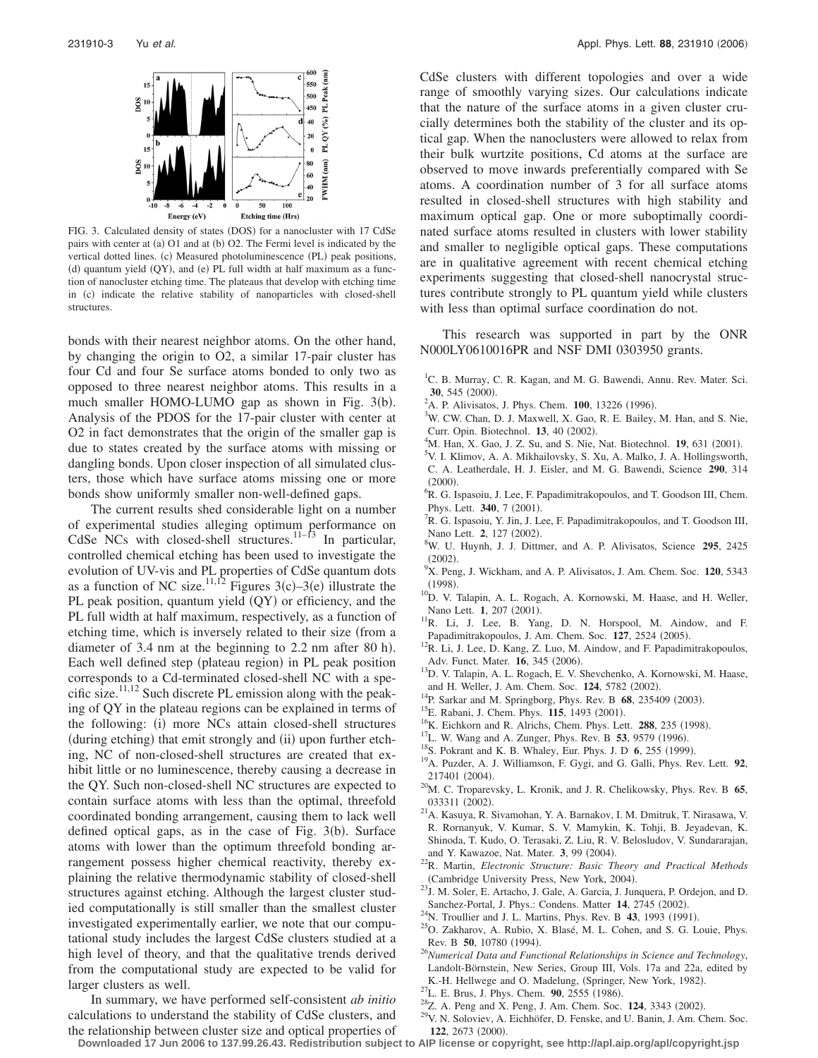FIG. 3. Calculated density of states (DOS) for a nanocluster with 17 CdSe pairs with center at (a) O1 and at (b) O2. The Fermi level is indicated by the vertical dotted lines. (c) Measured photoluminescence (PL) peak positions, (d) quantum yield (QY), and (e) PL full width at half maximum as a function of nanocluster etching time. The plateaus that develop with etching time in (c) indicate the relative stability of nanoparticles with closed-shell structures.

bonds with their nearest neighbor atoms. On the other hand, by changing the origin to O2, a similar 17-pair cluster has four Cd and four Se surface atoms bonded to only two as opposed to three nearest neighbor atoms. This results in a much smaller HOMO-LUMO gap as shown in Fig. 3(b). Analysis of the PDOS for the 17-pair cluster with center at O2 in fact demonstrates that the origin of the smaller gap is due to states created by the surface atoms with missing or dangling bonds. Upon closer inspection of all simulated clusters, those which have surface atoms missing one or more bonds show uniformly smaller non-well-defined gaps.

The current results shed considerable light on a number of experimental studies alleging optimum performance on CdSe NCs with closed-shell structures.[11–13] In particular, controlled chemical etching has been used to investigate the evolution of UV-vis and PL properties of CdSe quantum dots as a function of NC size.[11,12] Figures 3(c)–3(e) illustrate the PL peak position, quantum yield (QY) or efficiency, and the PL full width at half maximum, respectively, as a function of etching time, which is inversely related to their size (from a diameter of 3.4 nm at the beginning to 2.2 nm after 80 h). Each well defined step (plateau region) in PL peak position corresponds to a Cd-terminated closed-shell NC with a specific size.[11,12] Such discrete PL emission along with the peaking of QY in the plateau regions can be explained in terms of the following: (i) more NCs attain closed-shell structures (during etching) that emit strongly and (ii) upon further etching, NC of non-closed-shell structures are created that exhibit little or no luminescence, thereby causing a decrease in the QY. Such non-closed-shell NC structures are expected to contain surface atoms with less than the optimal, threefold coordinated bonding arrangement, causing them to lack well defined optical gaps, as in the case of Fig. 3(b). Surface atoms with lower than the optimum threefold bonding arrangement possess higher chemical reactivity, thereby explaining the relative thermodynamic stability of closed-shell structures against etching. Although the largest cluster studied computationally is still smaller than the smallest cluster investigated experimentally earlier, we note that our computational study includes the largest CdSe clusters studied at a high level of theory, and that the qualitative trends derived from the computational study are expected to be valid for larger clusters as well.

In summary, we have performed self-consistent *ab initio* calculations to understand the stability of CdSe clusters, and the relationship between cluster size and optical properties of CdSe clusters with different topologies and over a wide range of smoothly varying sizes. Our calculations indicate that the nature of the surface atoms in a given cluster crucially determines both the stability of the cluster and its optical gap. When the nanoclusters were allowed to relax from their bulk wurtzite positions, Cd atoms at the surface are observed to move inwards preferentially compared with Se atoms. A coordination number of 3 for all surface atoms resulted in closed-shell structures with high stability and maximum optical gap. One or more suboptimally coordinated surface atoms resulted in clusters with lower stability and smaller to negligible optical gaps. These computations are in qualitative agreement with recent chemical etching experiments suggesting that closed-shell nanocrystal structures contribute strongly to PL quantum yield while clusters with less than optimal surface coordination do not.

This research was supported in part by the ONR N000LY0610016PR and NSF DMI 0303950 grants.

[1] C. B. Murray, C. R. Kagan, and M. G. Bawendi, Annu. Rev. Mater. Sci. **30**, 545 (2000).
[2] A. P. Alivisatos, J. Phys. Chem. **100**, 13226 (1996).
[3] W. CW. Chan, D. J. Maxwell, X. Gao, R. E. Bailey, M. Han, and S. Nie, Curr. Opin. Biotechnol. **13**, 40 (2002).
[4] M. Han, X. Gao, J. Z. Su, and S. Nie, Nat. Biotechnol. **19**, 631 (2001).
[5] V. I. Klimov, A. A. Mikhailovsky, S. Xu, A. Malko, J. A. Hollingsworth, C. A. Leatherdale, H. J. Eisler, and M. G. Bawendi, Science **290**, 314 (2000).
[6] R. G. Ispasoiu, J. Lee, F. Papadimitrakopoulos, and T. Goodson III, Chem. Phys. Lett. **340**, 7 (2001).
[7] R. G. Ispasoiu, Y. Jin, J. Lee, F. Papadimitrakopoulos, and T. Goodson III, Nano Lett. **2**, 127 (2002).
[8] W. U. Huynh, J. J. Dittmer, and A. P. Alivisatos, Science **295**, 2425 (2002).
[9] X. Peng, J. Wickham, and A. P. Alivisatos, J. Am. Chem. Soc. **120**, 5343 (1998).
[10] D. V. Talapin, A. L. Rogach, A. Kornowski, M. Haase, and H. Weller, Nano Lett. **1**, 207 (2001).
[11] R. Li, J. Lee, B. Yang, D. N. Horspool, M. Aindow, and F. Papadimitrakopoulos, J. Am. Chem. Soc. **127**, 2524 (2005).
[12] R. Li, J. Lee, D. Kang, Z. Luo, M. Aindow, and F. Papadimitrakopoulos, Adv. Funct. Mater. **16**, 345 (2006).
[13] D. V. Talapin, A. L. Rogach, E. V. Shevchenko, A. Kornowski, M. Haase, and H. Weller, J. Am. Chem. Soc. **124**, 5782 (2002).
[14] P. Sarkar and M. Springborg, Phys. Rev. B **68**, 235409 (2003).
[15] E. Rabani, J. Chem. Phys. **115**, 1493 (2001).
[16] K. Eichkorn and R. Alrichs, Chem. Phys. Lett. **288**, 235 (1998).
[17] L. W. Wang and A. Zunger, Phys. Rev. B **53**, 9579 (1996).
[18] S. Pokrant and K. B. Whaley, Eur. Phys. J. D **6**, 255 (1999).
[19] A. Puzder, A. J. Williamson, F. Gygi, and G. Galli, Phys. Rev. Lett. **92**, 217401 (2004).
[20] M. C. Troparevsky, L. Kronik, and J. R. Chelikowsky, Phys. Rev. B **65**, 033311 (2002).
[21] A. Kasuya, R. Sivamohan, Y. A. Barnakov, I. M. Dmitruk, T. Nirasawa, V. R. Rornanyuk, V. Kumar, S. V. Mamykin, K. Tohji, B. Jeyadevan, K. Shinoda, T. Kudo, O. Terasaki, Z. Liu, R. V. Belosludov, V. Sundararajan, and Y. Kawazoe, Nat. Mater. **3**, 99 (2004).
[22] R. Martin, *Electronic Structure: Basic Theory and Practical Methods* (Cambridge University Press, New York, 2004).
[23] J. M. Soler, E. Artacho, J. Gale, A. Garcia, J. Junquera, P. Ordejon, and D. Sanchez-Portal, J. Phys.: Condens. Matter **14**, 2745 (2002).
[24] N. Troullier and J. L. Martins, Phys. Rev. B **43**, 1993 (1991).
[25] O. Zakharov, A. Rubio, X. Blasé, M. L. Cohen, and S. G. Louie, Phys. Rev. B **50**, 10780 (1994).
[26] *Numerical Data and Functional Relationships in Science and Technology*, Landolt-Börnstein, New Series, Group III, Vols. 17a and 22a, edited by K.-H. Hellwege and O. Madelung, (Springer, New York, 1982).
[27] L. E. Brus, J. Phys. Chem. **90**, 2555 (1986).
[28] Z. A. Peng and X. Peng, J. Am. Chem. Soc. **124**, 3343 (2002).
[29] V. N. Soloviev, A. Eichhöfer, D. Fenske, and U. Banin, J. Am. Chem. Soc. **122**, 2673 (2000).